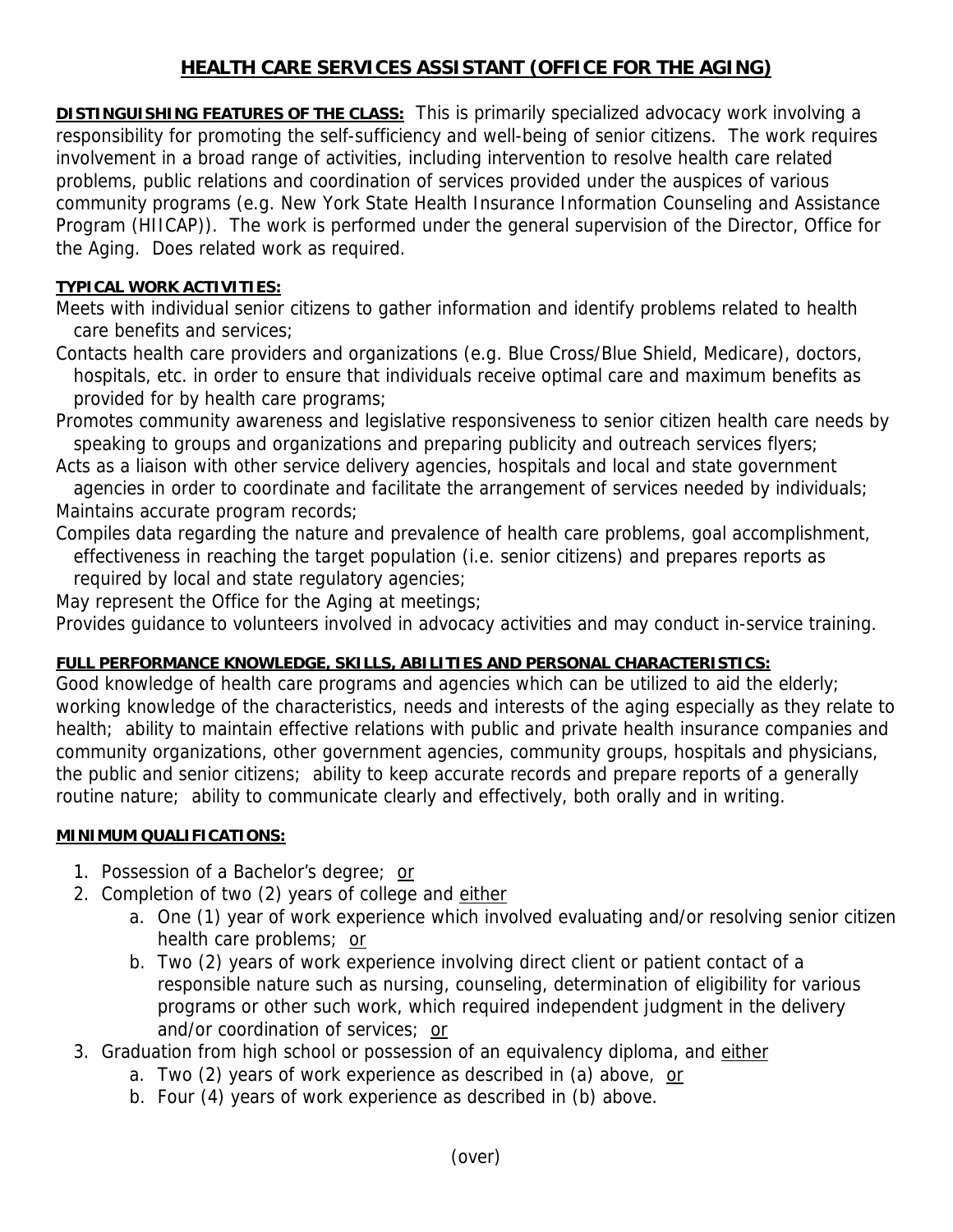# HEALTH CARE SERVICES ASSISTANT (OFFICE FOR THE AGING)

**DISTINGUISHING FEATURES OF THE CLASS:** This is primarily specialized advocacy work involving a responsibility for promoting the self-sufficiency and well-being of senior citizens. The work requires involvement in a broad range of activities, including intervention to resolve health care related problems, public relations and coordination of services provided under the auspices of various community programs (e.g. New York State Health Insurance Information Counseling and Assistance Program (HIICAP)). The work is performed under the general supervision of the Director, Office for the Aging. Does related work as required.

**TYPICAL WORK ACTIVITIES:**

Meets with individual senior citizens to gather information and identify problems related to health care benefits and services;

Contacts health care providers and organizations (e.g. Blue Cross/Blue Shield, Medicare), doctors, hospitals, etc. in order to ensure that individuals receive optimal care and maximum benefits as provided for by health care programs;

Promotes community awareness and legislative responsiveness to senior citizen health care needs by speaking to groups and organizations and preparing publicity and outreach services flyers;

Acts as a liaison with other service delivery agencies, hospitals and local and state government agencies in order to coordinate and facilitate the arrangement of services needed by individuals;

Maintains accurate program records;

Compiles data regarding the nature and prevalence of health care problems, goal accomplishment, effectiveness in reaching the target population (i.e. senior citizens) and prepares reports as required by local and state regulatory agencies;

May represent the Office for the Aging at meetings;

Provides guidance to volunteers involved in advocacy activities and may conduct in-service training.

**FULL PERFORMANCE KNOWLEDGE, SKILLS, ABILITIES AND PERSONAL CHARACTERISTICS:**

Good knowledge of health care programs and agencies which can be utilized to aid the elderly; working knowledge of the characteristics, needs and interests of the aging especially as they relate to health; ability to maintain effective relations with public and private health insurance companies and community organizations, other government agencies, community groups, hospitals and physicians, the public and senior citizens; ability to keep accurate records and prepare reports of a generally routine nature; ability to communicate clearly and effectively, both orally and in writing.

**MINIMUM QUALIFICATIONS:**

1. Possession of a Bachelor's degree; or
2. Completion of two (2) years of college and either
   a. One (1) year of work experience which involved evaluating and/or resolving senior citizen health care problems; or
   b. Two (2) years of work experience involving direct client or patient contact of a responsible nature such as nursing, counseling, determination of eligibility for various programs or other such work, which required independent judgment in the delivery and/or coordination of services; or
3. Graduation from high school or possession of an equivalency diploma, and either
   a. Two (2) years of work experience as described in (a) above, or
   b. Four (4) years of work experience as described in (b) above.

(over)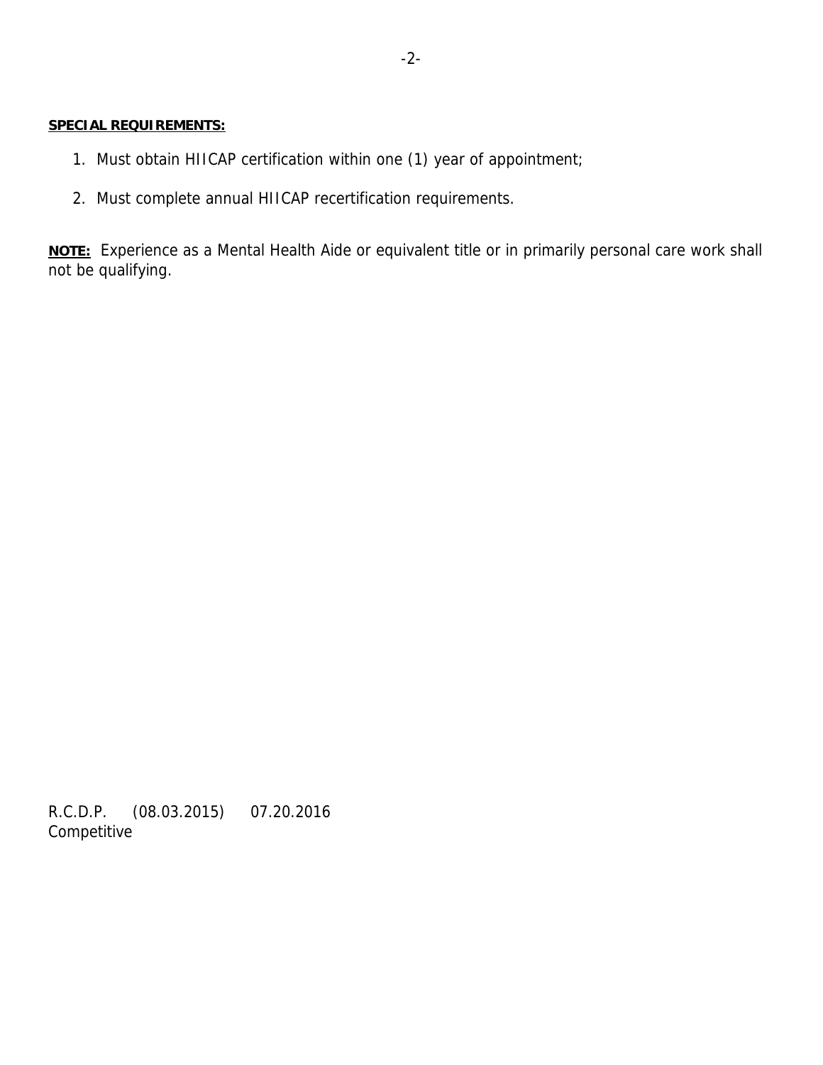**SPECIAL REQUIREMENTS:**

1. Must obtain HIICAP certification within one (1) year of appointment;

2. Must complete annual HIICAP recertification requirements.

**NOTE:** Experience as a Mental Health Aide or equivalent title or in primarily personal care work shall not be qualifying.

R.C.D.P. (08.03.2015) 07.20.2016
Competitive